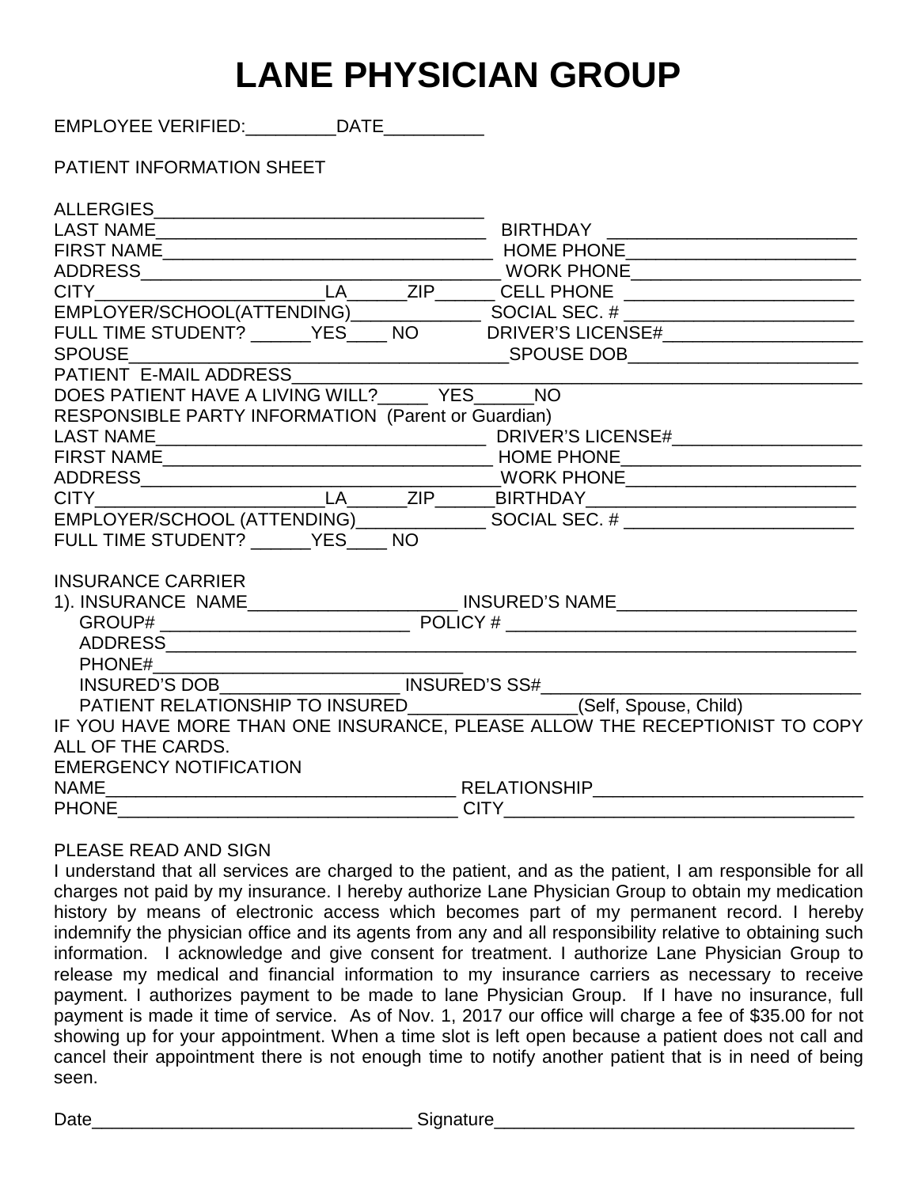# LANE PHYSICIAN GROUP

EMPLOYEE VERIFIED:_________DATE__________

PATIENT INFORMATION SHEET

ALLERGIES__________________________________

LAST NAME__________________________________ BIRTHDAY __________________________

FIRST NAME__________________________________ HOME PHONE________________________

ADDRESS_____________________________________ WORK PHONE________________________

CITY_______________________LA______ZIP______ CELL PHONE ________________________

EMPLOYER/SCHOOL(ATTENDING)_____________ SOCIAL SEC. # ________________________

FULL TIME STUDENT? ______YES____ NO DRIVER'S LICENSE#_____________________

SPOUSE_______________________________________SPOUSE DOB________________________

PATIENT E-MAIL ADDRESS_____________________________________________________________

DOES PATIENT HAVE A LIVING WILL?_____ YES______NO

RESPONSIBLE PARTY INFORMATION (Parent or Guardian)

LAST NAME__________________________________ DRIVER'S LICENSE#____________________

FIRST NAME__________________________________ HOME PHONE_________________________

ADDRESS_____________________________________WORK PHONE________________________

CITY_______________________LA______ZIP______BIRTHDAY____________________________

EMPLOYER/SCHOOL (ATTENDING)_____________ SOCIAL SEC. # ________________________

FULL TIME STUDENT? ______YES____ NO

INSURANCE CARRIER

1). INSURANCE NAME_____________________ INSURED'S NAME_________________________

GROUP# _________________________ POLICY # ___________________________________

ADDRESS_____________________________________________________________________

PHONE#______________________________

INSURED'S DOB__________________ INSURED'S SS#_______________________________

PATIENT RELATIONSHIP TO INSURED________________(Self, Spouse, Child)

IF YOU HAVE MORE THAN ONE INSURANCE, PLEASE ALLOW THE RECEPTIONIST TO COPY ALL OF THE CARDS.

EMERGENCY NOTIFICATION

NAME___________________________________ RELATIONSHIP___________________________

PHONE__________________________________ CITY___________________________________

PLEASE READ AND SIGN

I understand that all services are charged to the patient, and as the patient, I am responsible for all charges not paid by my insurance. I hereby authorize Lane Physician Group to obtain my medication history by means of electronic access which becomes part of my permanent record. I hereby indemnify the physician office and its agents from any and all responsibility relative to obtaining such information. I acknowledge and give consent for treatment. I authorize Lane Physician Group to release my medical and financial information to my insurance carriers as necessary to receive payment. I authorizes payment to be made to lane Physician Group. If I have no insurance, full payment is made it time of service. As of Nov. 1, 2017 our office will charge a fee of $35.00 for not showing up for your appointment. When a time slot is left open because a patient does not call and cancel their appointment there is not enough time to notify another patient that is in need of being seen.

Date________________________________ Signature____________________________________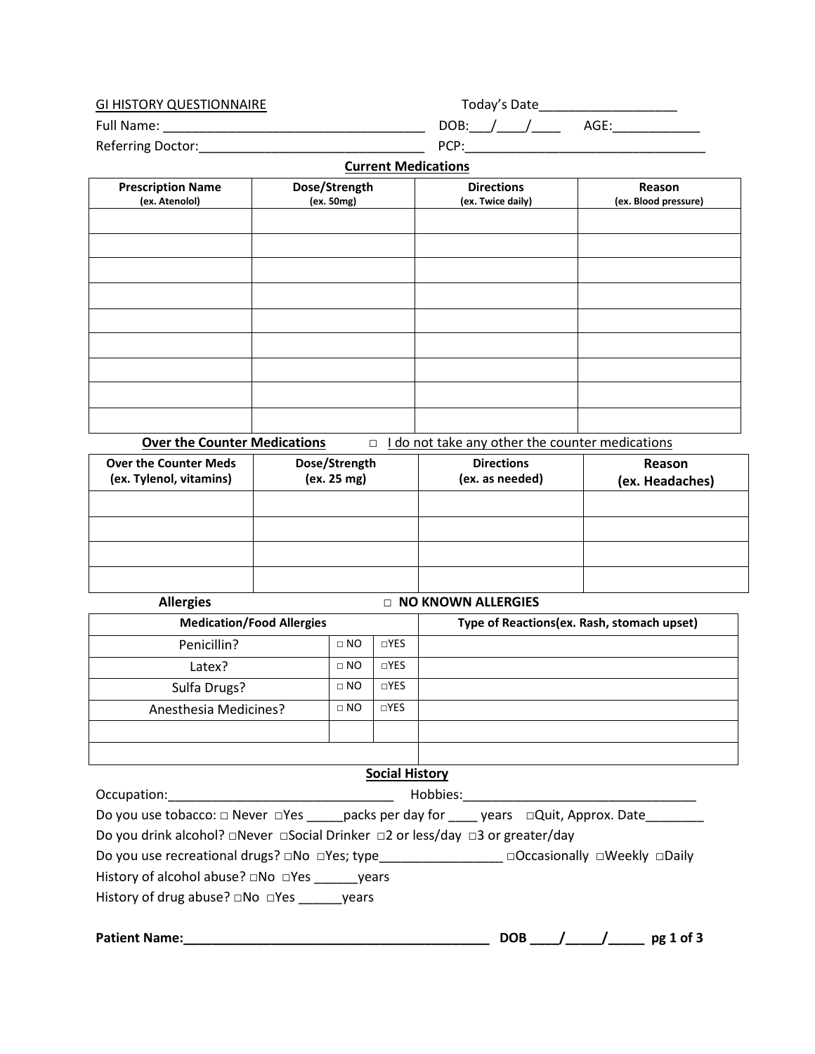GI HISTORY QUESTIONNAIRE　　　　　　Today's Date___________________

Full Name: ____________________________________ DOB:___/____/____ AGE:____________

Referring Doctor:_______________________________ PCP:_________________________________

## Current Medications

| Prescription Name (ex. Atenolol) | Dose/Strength (ex. 50mg) | Directions (ex. Twice daily) | Reason (ex. Blood pressure) |
|---|---|---|---|
| | | | |
| | | | |
| | | | |
| | | | |
| | | | |
| | | | |
| | | | |
| | | | |
| | | | |

## Over the Counter Medications

□ I do not take any other the counter medications

| Over the Counter Meds (ex. Tylenol, vitamins) | Dose/Strength (ex. 25 mg) | Directions (ex. as needed) | Reason (ex. Headaches) |
|---|---|---|---|
| | | | |
| | | | |
| | | | |
| | | | |

## Allergies

□ NO KNOWN ALLERGIES

| Medication/Food Allergies | | | Type of Reactions(ex. Rash, stomach upset) |
|---|---|---|---|
| Penicillin? | □ NO | □YES | |
| Latex? | □ NO | □YES | |
| Sulfa Drugs? | □ NO | □YES | |
| Anesthesia Medicines? | □ NO | □YES | |
| | | | |
| | | | |

## Social History

Occupation:_______________________________ Hobbies:________________________________

Do you use tobacco: □ Never □Yes _____packs per day for ____ years □Quit, Approx. Date________

Do you drink alcohol? □Never □Social Drinker □2 or less/day □3 or greater/day

Do you use recreational drugs? □No □Yes; type_________________ □Occasionally □Weekly □Daily

History of alcohol abuse? □No □Yes ______years

History of drug abuse? □No □Yes ______years

**Patient Name:___________________________________________ DOB ____/_____/_____**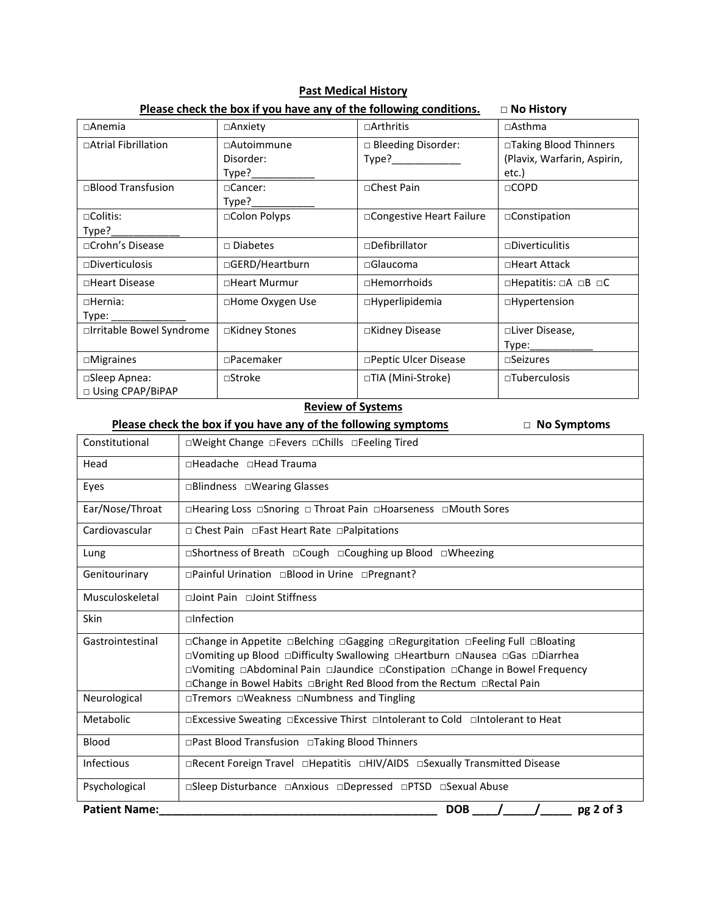## Past Medical History

**Please check the box if you have any of the following conditions.** □ **No History**

| | | | |
|---|---|---|---|
| □Anemia | □Anxiety | □Arthritis | □Asthma |
| □Atrial Fibrillation | □Autoimmune Disorder: Type?___________ | □ Bleeding Disorder: Type?____________ | □Taking Blood Thinners (Plavix, Warfarin, Aspirin, etc.) |
| □Blood Transfusion | □Cancer: Type?___________ | □Chest Pain | □COPD |
| □Colitis: Type?____________ | □Colon Polyps | □Congestive Heart Failure | □Constipation |
| □Crohn's Disease | □ Diabetes | □Defibrillator | □Diverticulitis |
| □Diverticulosis | □GERD/Heartburn | □Glaucoma | □Heart Attack |
| □Heart Disease | □Heart Murmur | □Hemorrhoids | □Hepatitis: □A □B □C |
| □Hernia: Type: _____________ | □Home Oxygen Use | □Hyperlipidemia | □Hypertension |
| □Irritable Bowel Syndrome | □Kidney Stones | □Kidney Disease | □Liver Disease, Type:___________ |
| □Migraines | □Pacemaker | □Peptic Ulcer Disease | □Seizures |
| □Sleep Apnea: □ Using CPAP/BiPAP | □Stroke | □TIA (Mini-Stroke) | □Tuberculosis |

## Review of Systems

**Please check the box if you have any of the following symptoms** □ **No Symptoms**

| | |
|---|---|
| Constitutional | □Weight Change □Fevers □Chills □Feeling Tired |
| Head | □Headache □Head Trauma |
| Eyes | □Blindness □Wearing Glasses |
| Ear/Nose/Throat | □Hearing Loss □Snoring □ Throat Pain □Hoarseness □Mouth Sores |
| Cardiovascular | □ Chest Pain □Fast Heart Rate □Palpitations |
| Lung | □Shortness of Breath □Cough □Coughing up Blood □Wheezing |
| Genitourinary | □Painful Urination □Blood in Urine □Pregnant? |
| Musculoskeletal | □Joint Pain □Joint Stiffness |
| Skin | □Infection |
| Gastrointestinal | □Change in Appetite □Belching □Gagging □Regurgitation □Feeling Full □Bloating □Vomiting up Blood □Difficulty Swallowing □Heartburn □Nausea □Gas □Diarrhea □Vomiting □Abdominal Pain □Jaundice □Constipation □Change in Bowel Frequency □Change in Bowel Habits □Bright Red Blood from the Rectum □Rectal Pain |
| Neurological | □Tremors □Weakness □Numbness and Tingling |
| Metabolic | □Excessive Sweating □Excessive Thirst □Intolerant to Cold □Intolerant to Heat |
| Blood | □Past Blood Transfusion □Taking Blood Thinners |
| Infectious | □Recent Foreign Travel □Hepatitis □HIV/AIDS □Sexually Transmitted Disease |
| Psychological | □Sleep Disturbance □Anxious □Depressed □PTSD □Sexual Abuse |

**Patient Name:**_____________________________________________ **DOB** ____/_____/_____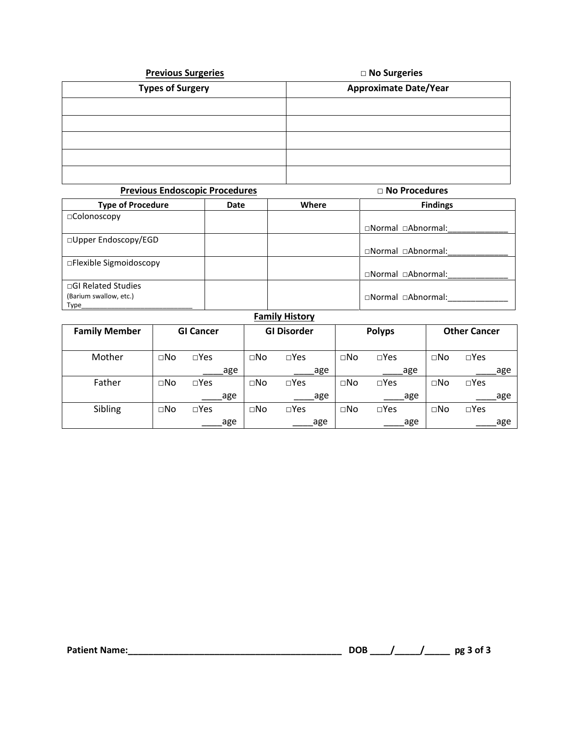**Previous Surgeries** □ No Surgeries

| Types of Surgery | Approximate Date/Year |
|---|---|
| | |
| | |
| | |
| | |
| | |

**Previous Endoscopic Procedures** □ No Procedures

| Type of Procedure | Date | Where | Findings |
|---|---|---|---|
| □Colonoscopy | | | □Normal □Abnormal:_____________ |
| □Upper Endoscopy/EGD | | | □Normal □Abnormal:_____________ |
| □Flexible Sigmoidoscopy | | | □Normal □Abnormal:_____________ |
| □GI Related Studies (Barium swallow, etc.) Type____________________________ | | | □Normal □Abnormal:_____________ |

**Family History**

| Family Member | GI Cancer | GI Disorder | Polyps | Other Cancer |
|---|---|---|---|---|
| Mother | □No □Yes ____age | □No □Yes ____age | □No □Yes ____age | □No □Yes ____age |
| Father | □No □Yes ____age | □No □Yes ____age | □No □Yes ____age | □No □Yes ____age |
| Sibling | □No □Yes ____age | □No □Yes ____age | □No □Yes ____age | □No □Yes ____age |

**Patient Name:___________________________________________ DOB ____/_____/_____**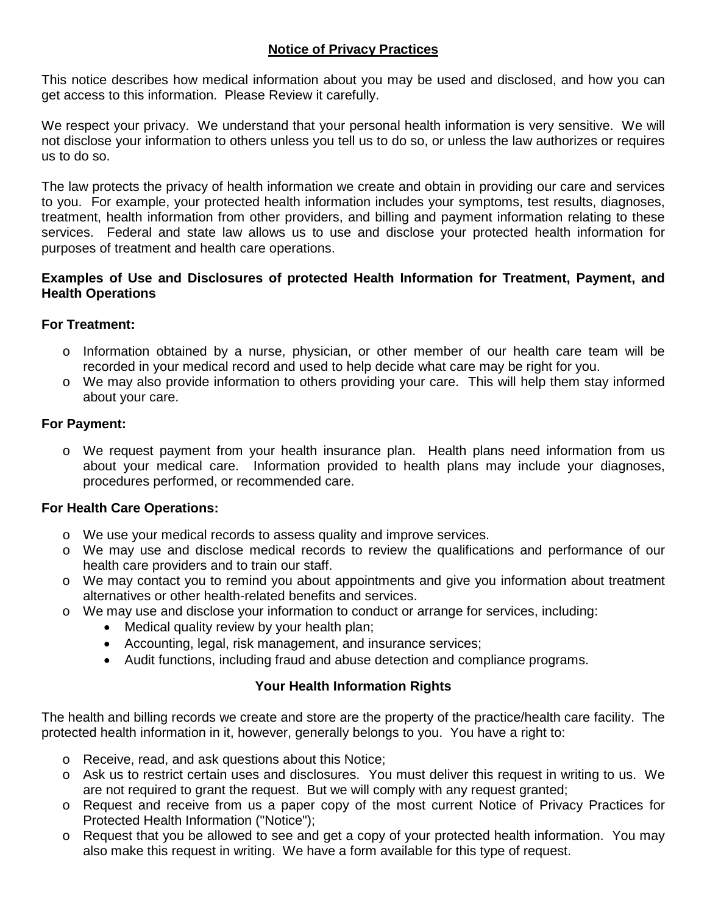## Notice of Privacy Practices

This notice describes how medical information about you may be used and disclosed, and how you can get access to this information. Please Review it carefully.

We respect your privacy. We understand that your personal health information is very sensitive. We will not disclose your information to others unless you tell us to do so, or unless the law authorizes or requires us to do so.

The law protects the privacy of health information we create and obtain in providing our care and services to you. For example, your protected health information includes your symptoms, test results, diagnoses, treatment, health information from other providers, and billing and payment information relating to these services. Federal and state law allows us to use and disclose your protected health information for purposes of treatment and health care operations.

### Examples of Use and Disclosures of protected Health Information for Treatment, Payment, and Health Operations

**For Treatment:**

- Information obtained by a nurse, physician, or other member of our health care team will be recorded in your medical record and used to help decide what care may be right for you.
- We may also provide information to others providing your care. This will help them stay informed about your care.

**For Payment:**

- We request payment from your health insurance plan. Health plans need information from us about your medical care. Information provided to health plans may include your diagnoses, procedures performed, or recommended care.

**For Health Care Operations:**

- We use your medical records to assess quality and improve services.
- We may use and disclose medical records to review the qualifications and performance of our health care providers and to train our staff.
- We may contact you to remind you about appointments and give you information about treatment alternatives or other health-related benefits and services.
- We may use and disclose your information to conduct or arrange for services, including:
  - Medical quality review by your health plan;
  - Accounting, legal, risk management, and insurance services;
  - Audit functions, including fraud and abuse detection and compliance programs.

### Your Health Information Rights

The health and billing records we create and store are the property of the practice/health care facility. The protected health information in it, however, generally belongs to you. You have a right to:

- Receive, read, and ask questions about this Notice;
- Ask us to restrict certain uses and disclosures. You must deliver this request in writing to us. We are not required to grant the request. But we will comply with any request granted;
- Request and receive from us a paper copy of the most current Notice of Privacy Practices for Protected Health Information ("Notice");
- Request that you be allowed to see and get a copy of your protected health information. You may also make this request in writing. We have a form available for this type of request.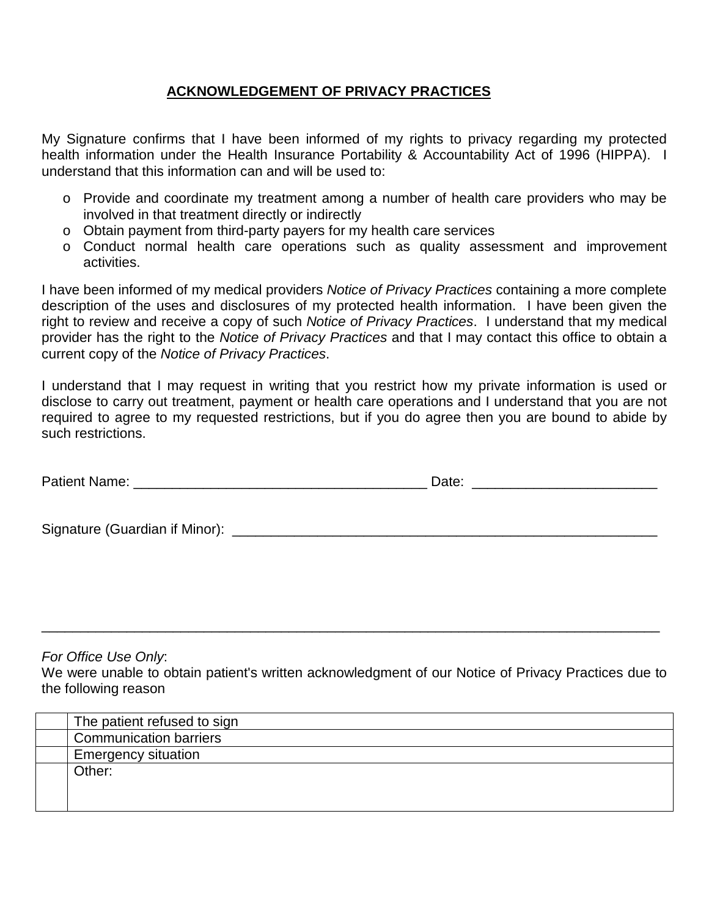## ACKNOWLEDGEMENT OF PRIVACY PRACTICES

My Signature confirms that I have been informed of my rights to privacy regarding my protected health information under the Health Insurance Portability & Accountability Act of 1996 (HIPPA). I understand that this information can and will be used to:

- Provide and coordinate my treatment among a number of health care providers who may be involved in that treatment directly or indirectly
- Obtain payment from third-party payers for my health care services
- Conduct normal health care operations such as quality assessment and improvement activities.

I have been informed of my medical providers *Notice of Privacy Practices* containing a more complete description of the uses and disclosures of my protected health information. I have been given the right to review and receive a copy of such *Notice of Privacy Practices*. I understand that my medical provider has the right to the *Notice of Privacy Practices* and that I may contact this office to obtain a current copy of the *Notice of Privacy Practices*.

I understand that I may request in writing that you restrict how my private information is used or disclose to carry out treatment, payment or health care operations and I understand that you are not required to agree to my requested restrictions, but if you do agree then you are bound to abide by such restrictions.

Patient Name: _______________________________________ Date: ________________________

Signature (Guardian if Minor): ________________________________________________________

---

*For Office Use Only*:
We were unable to obtain patient's written acknowledgment of our Notice of Privacy Practices due to the following reason

| | |
|---|---|
| | The patient refused to sign |
| | Communication barriers |
| | Emergency situation |
| | Other: |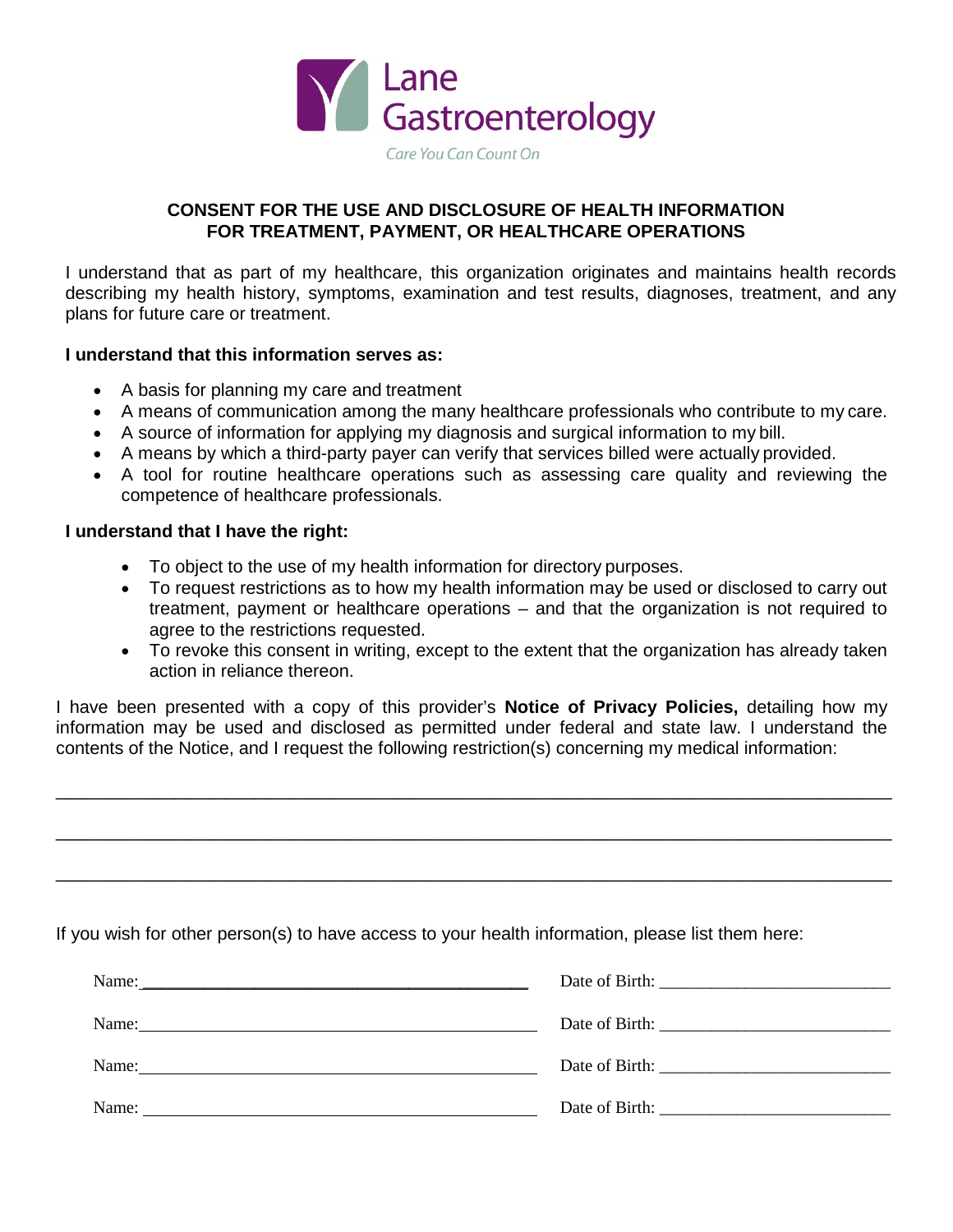Lane Gastroenterology

*Care You Can Count On*

**CONSENT FOR THE USE AND DISCLOSURE OF HEALTH INFORMATION FOR TREATMENT, PAYMENT, OR HEALTHCARE OPERATIONS**

I understand that as part of my healthcare, this organization originates and maintains health records describing my health history, symptoms, examination and test results, diagnoses, treatment, and any plans for future care or treatment.

**I understand that this information serves as:**

- A basis for planning my care and treatment
- A means of communication among the many healthcare professionals who contribute to my care.
- A source of information for applying my diagnosis and surgical information to my bill.
- A means by which a third-party payer can verify that services billed were actually provided.
- A tool for routine healthcare operations such as assessing care quality and reviewing the competence of healthcare professionals.

**I understand that I have the right:**

- To object to the use of my health information for directory purposes.
- To request restrictions as to how my health information may be used or disclosed to carry out treatment, payment or healthcare operations – and that the organization is not required to agree to the restrictions requested.
- To revoke this consent in writing, except to the extent that the organization has already taken action in reliance thereon.

I have been presented with a copy of this provider's **Notice of Privacy Policies,** detailing how my information may be used and disclosed as permitted under federal and state law. I understand the contents of the Notice, and I request the following restriction(s) concerning my medical information:

_______________________________________________________________________________

_______________________________________________________________________________

_______________________________________________________________________________

If you wish for other person(s) to have access to your health information, please list them here:

Name: ______________________________ Date of Birth: ____________________

Name: ______________________________ Date of Birth: ____________________

Name: ______________________________ Date of Birth: ____________________

Name: ______________________________ Date of Birth: ____________________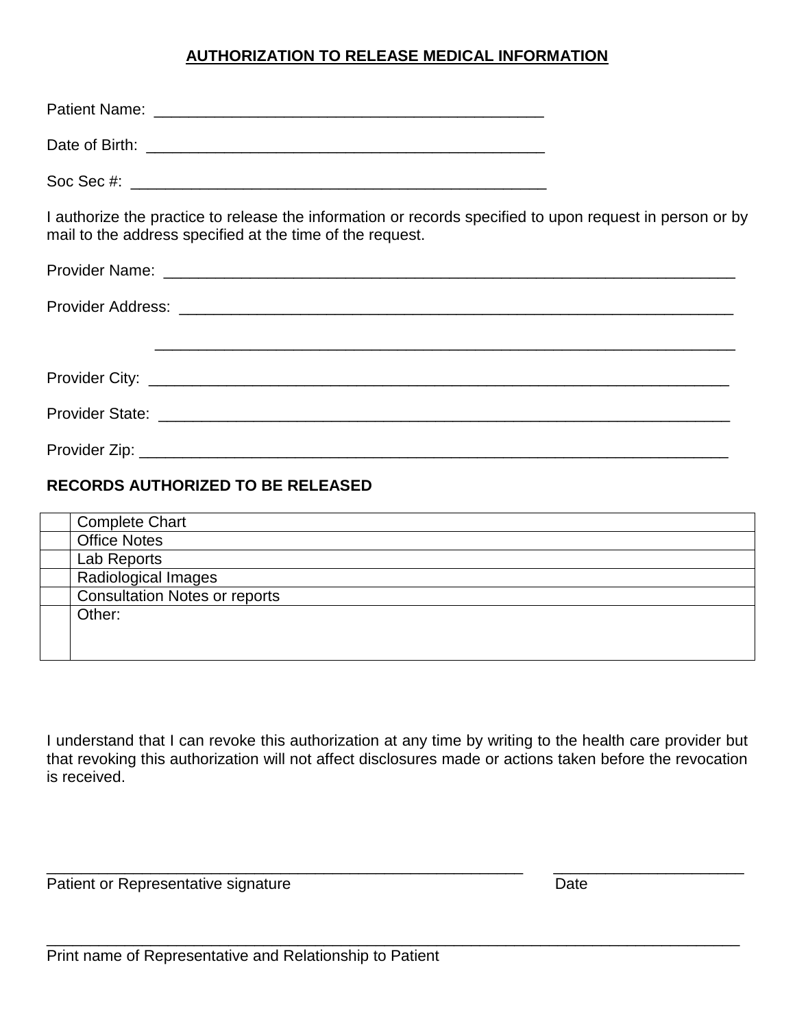# AUTHORIZATION TO RELEASE MEDICAL INFORMATION

Patient Name: _______________________________________________

Date of Birth: _______________________________________________

Soc Sec #: _________________________________________________

I authorize the practice to release the information or records specified to upon request in person or by mail to the address specified at the time of the request.

Provider Name: ______________________________________________________________________

Provider Address: ____________________________________________________________________

_____________________________________________________________________

Provider City: _______________________________________________________________________

Provider State: ______________________________________________________________________

Provider Zip: ________________________________________________________________________

**RECORDS AUTHORIZED TO BE RELEASED**

| | |
|---|---|
| | Complete Chart |
| | Office Notes |
| | Lab Reports |
| | Radiological Images |
| | Consultation Notes or reports |
| | Other: |

I understand that I can revoke this authorization at any time by writing to the health care provider but that revoking this authorization will not affect disclosures made or actions taken before the revocation is received.

_________________________________________________________ _______________________

Patient or Representative signature Date

___________________________________________________________________________________

Print name of Representative and Relationship to Patient